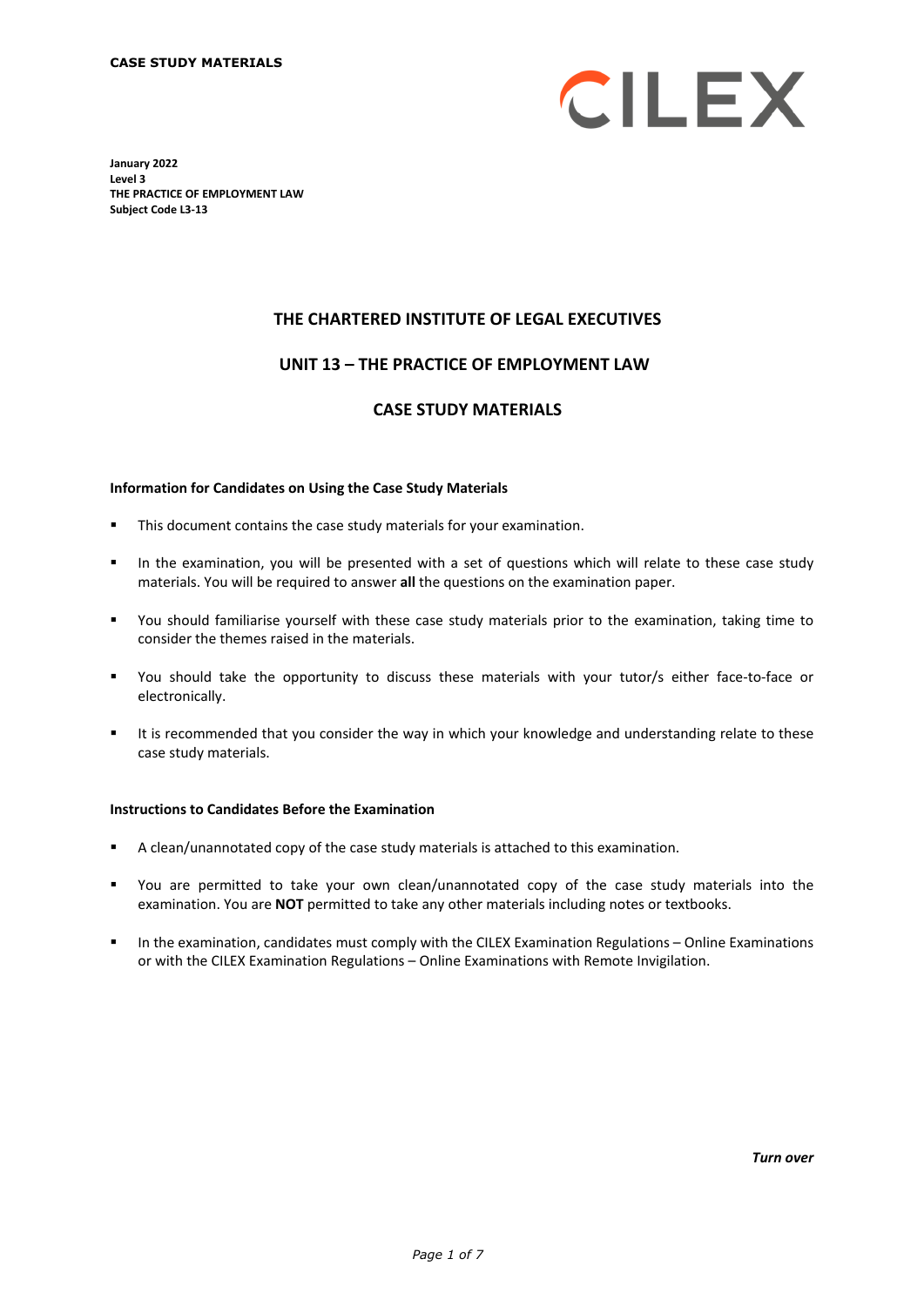**CASE STUDY MATERIALS**

CILEX

**January 2022**
**Level 3**
**THE PRACTICE OF EMPLOYMENT LAW**
**Subject Code L3-13**

# THE CHARTERED INSTITUTE OF LEGAL EXECUTIVES

## UNIT 13 – THE PRACTICE OF EMPLOYMENT LAW

## CASE STUDY MATERIALS

### Information for Candidates on Using the Case Study Materials

- This document contains the case study materials for your examination.
- In the examination, you will be presented with a set of questions which will relate to these case study materials. You will be required to answer **all** the questions on the examination paper.
- You should familiarise yourself with these case study materials prior to the examination, taking time to consider the themes raised in the materials.
- You should take the opportunity to discuss these materials with your tutor/s either face-to-face or electronically.
- It is recommended that you consider the way in which your knowledge and understanding relate to these case study materials.

### Instructions to Candidates Before the Examination

- A clean/unannotated copy of the case study materials is attached to this examination.
- You are permitted to take your own clean/unannotated copy of the case study materials into the examination. You are **NOT** permitted to take any other materials including notes or textbooks.
- In the examination, candidates must comply with the CILEX Examination Regulations – Online Examinations or with the CILEX Examination Regulations – Online Examinations with Remote Invigilation.

***Turn over***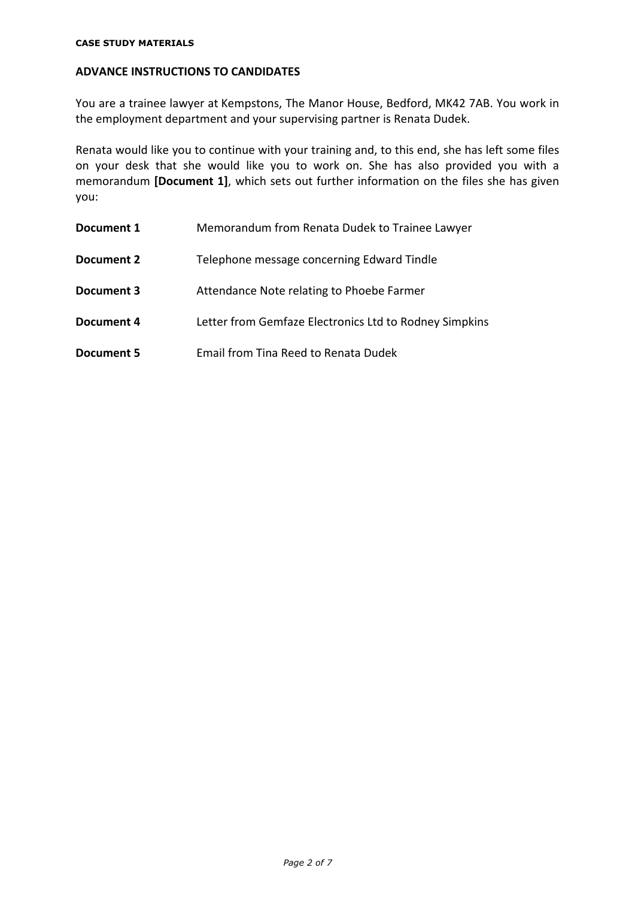**CASE STUDY MATERIALS**

## ADVANCE INSTRUCTIONS TO CANDIDATES

You are a trainee lawyer at Kempstons, The Manor House, Bedford, MK42 7AB. You work in the employment department and your supervising partner is Renata Dudek.

Renata would like you to continue with your training and, to this end, she has left some files on your desk that she would like you to work on. She has also provided you with a memorandum **[Document 1]**, which sets out further information on the files she has given you:

| | |
|---|---|
| **Document 1** | Memorandum from Renata Dudek to Trainee Lawyer |
| **Document 2** | Telephone message concerning Edward Tindle |
| **Document 3** | Attendance Note relating to Phoebe Farmer |
| **Document 4** | Letter from Gemfaze Electronics Ltd to Rodney Simpkins |
| **Document 5** | Email from Tina Reed to Renata Dudek |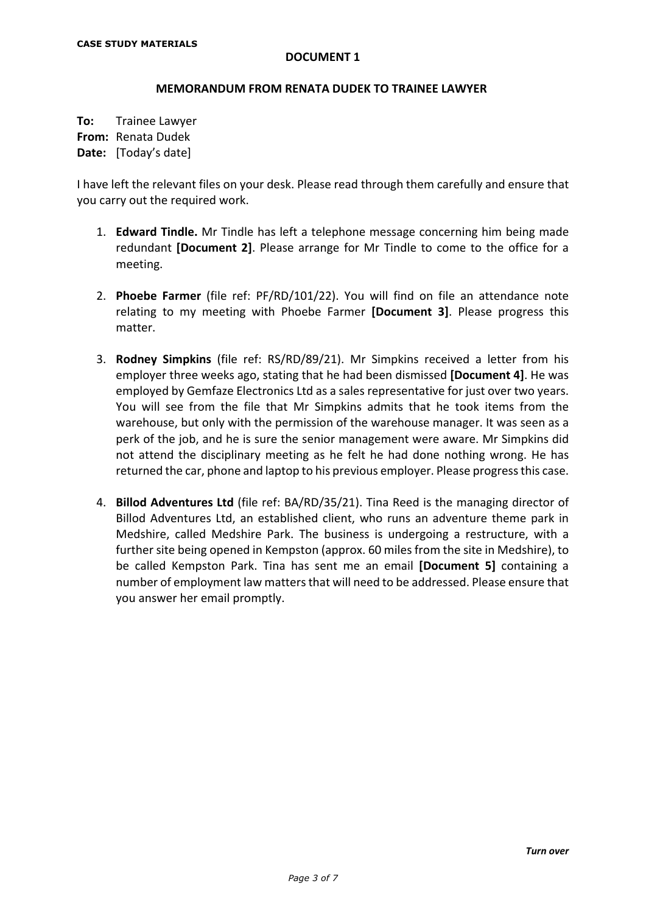**CASE STUDY MATERIALS**

## DOCUMENT 1

### MEMORANDUM FROM RENATA DUDEK TO TRAINEE LAWYER

**To:** Trainee Lawyer
**From:** Renata Dudek
**Date:** [Today's date]

I have left the relevant files on your desk. Please read through them carefully and ensure that you carry out the required work.

1. **Edward Tindle.** Mr Tindle has left a telephone message concerning him being made redundant **[Document 2]**. Please arrange for Mr Tindle to come to the office for a meeting.

2. **Phoebe Farmer** (file ref: PF/RD/101/22). You will find on file an attendance note relating to my meeting with Phoebe Farmer **[Document 3]**. Please progress this matter.

3. **Rodney Simpkins** (file ref: RS/RD/89/21). Mr Simpkins received a letter from his employer three weeks ago, stating that he had been dismissed **[Document 4]**. He was employed by Gemfaze Electronics Ltd as a sales representative for just over two years. You will see from the file that Mr Simpkins admits that he took items from the warehouse, but only with the permission of the warehouse manager. It was seen as a perk of the job, and he is sure the senior management were aware. Mr Simpkins did not attend the disciplinary meeting as he felt he had done nothing wrong. He has returned the car, phone and laptop to his previous employer. Please progress this case.

4. **Billod Adventures Ltd** (file ref: BA/RD/35/21). Tina Reed is the managing director of Billod Adventures Ltd, an established client, who runs an adventure theme park in Medshire, called Medshire Park. The business is undergoing a restructure, with a further site being opened in Kempston (approx. 60 miles from the site in Medshire), to be called Kempston Park. Tina has sent me an email **[Document 5]** containing a number of employment law matters that will need to be addressed. Please ensure that you answer her email promptly.

*Turn over*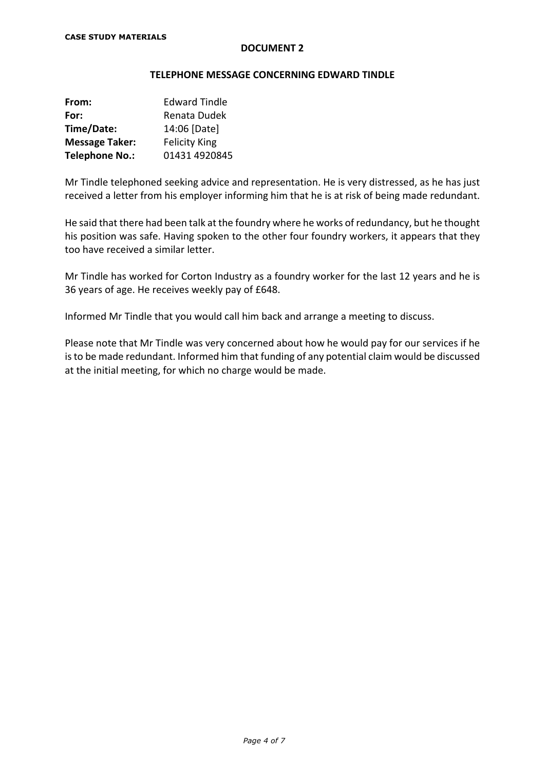**CASE STUDY MATERIALS**

## DOCUMENT 2

### TELEPHONE MESSAGE CONCERNING EDWARD TINDLE

| | |
|---|---|
| **From:** | Edward Tindle |
| **For:** | Renata Dudek |
| **Time/Date:** | 14:06 [Date] |
| **Message Taker:** | Felicity King |
| **Telephone No.:** | 01431 4920845 |

Mr Tindle telephoned seeking advice and representation. He is very distressed, as he has just received a letter from his employer informing him that he is at risk of being made redundant.

He said that there had been talk at the foundry where he works of redundancy, but he thought his position was safe. Having spoken to the other four foundry workers, it appears that they too have received a similar letter.

Mr Tindle has worked for Corton Industry as a foundry worker for the last 12 years and he is 36 years of age. He receives weekly pay of £648.

Informed Mr Tindle that you would call him back and arrange a meeting to discuss.

Please note that Mr Tindle was very concerned about how he would pay for our services if he is to be made redundant. Informed him that funding of any potential claim would be discussed at the initial meeting, for which no charge would be made.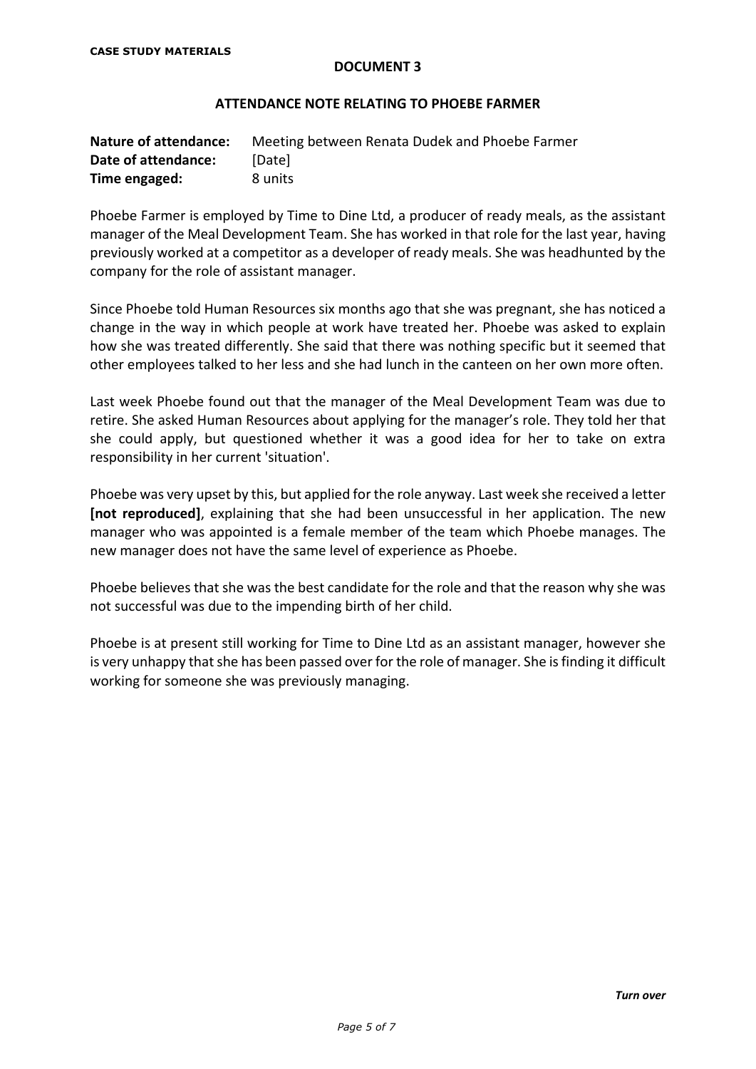**CASE STUDY MATERIALS**

**DOCUMENT 3**

**ATTENDANCE NOTE RELATING TO PHOEBE FARMER**

| | |
|---|---|
| **Nature of attendance:** | Meeting between Renata Dudek and Phoebe Farmer |
| **Date of attendance:** | [Date] |
| **Time engaged:** | 8 units |

Phoebe Farmer is employed by Time to Dine Ltd, a producer of ready meals, as the assistant manager of the Meal Development Team. She has worked in that role for the last year, having previously worked at a competitor as a developer of ready meals. She was headhunted by the company for the role of assistant manager.

Since Phoebe told Human Resources six months ago that she was pregnant, she has noticed a change in the way in which people at work have treated her. Phoebe was asked to explain how she was treated differently. She said that there was nothing specific but it seemed that other employees talked to her less and she had lunch in the canteen on her own more often.

Last week Phoebe found out that the manager of the Meal Development Team was due to retire. She asked Human Resources about applying for the manager's role. They told her that she could apply, but questioned whether it was a good idea for her to take on extra responsibility in her current 'situation'.

Phoebe was very upset by this, but applied for the role anyway. Last week she received a letter **[not reproduced]**, explaining that she had been unsuccessful in her application. The new manager who was appointed is a female member of the team which Phoebe manages. The new manager does not have the same level of experience as Phoebe.

Phoebe believes that she was the best candidate for the role and that the reason why she was not successful was due to the impending birth of her child.

Phoebe is at present still working for Time to Dine Ltd as an assistant manager, however she is very unhappy that she has been passed over for the role of manager. She is finding it difficult working for someone she was previously managing.

***Turn over***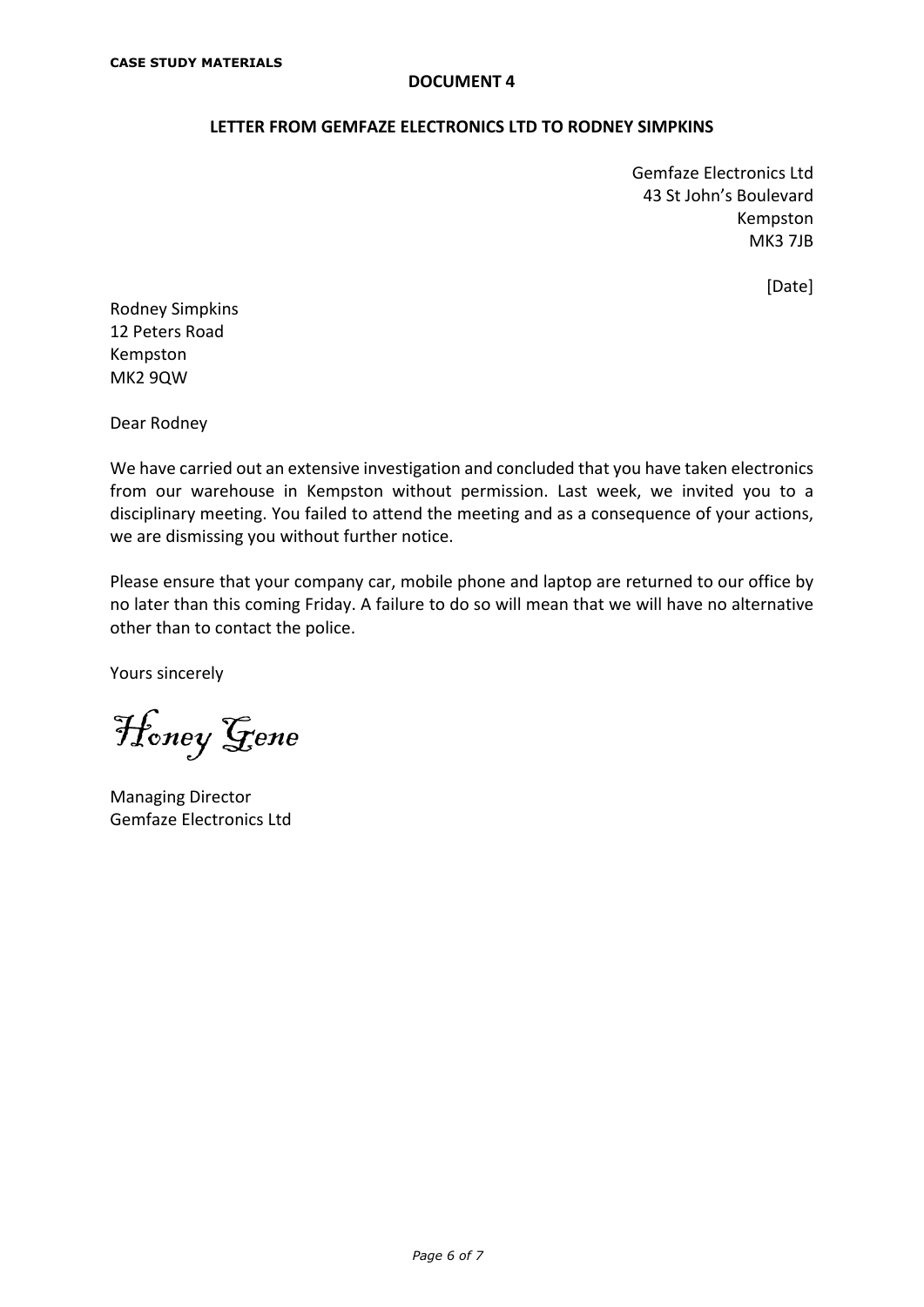**CASE STUDY MATERIALS**

**DOCUMENT 4**

**LETTER FROM GEMFAZE ELECTRONICS LTD TO RODNEY SIMPKINS**

Gemfaze Electronics Ltd
43 St John's Boulevard
Kempston
MK3 7JB

[Date]

Rodney Simpkins
12 Peters Road
Kempston
MK2 9QW

Dear Rodney

We have carried out an extensive investigation and concluded that you have taken electronics from our warehouse in Kempston without permission. Last week, we invited you to a disciplinary meeting. You failed to attend the meeting and as a consequence of your actions, we are dismissing you without further notice.

Please ensure that your company car, mobile phone and laptop are returned to our office by no later than this coming Friday. A failure to do so will mean that we will have no alternative other than to contact the police.

Yours sincerely

*Honey Gene*

Managing Director
Gemfaze Electronics Ltd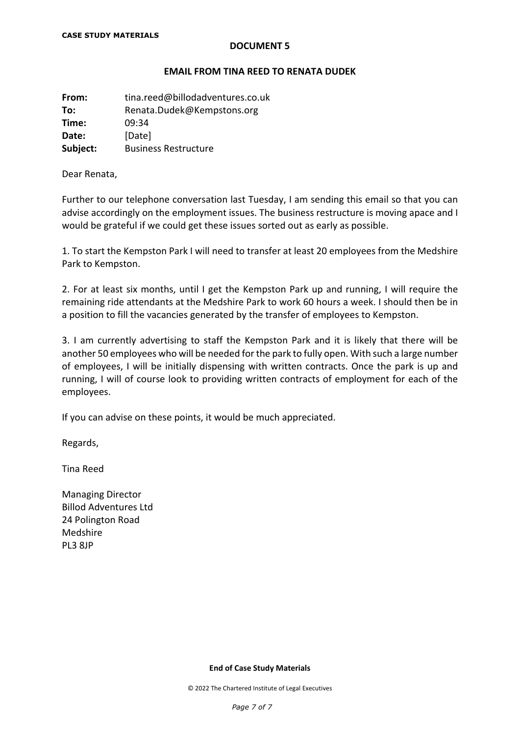**CASE STUDY MATERIALS**

## DOCUMENT 5

### EMAIL FROM TINA REED TO RENATA DUDEK

| | |
|---|---|
| **From:** | tina.reed@billodadventures.co.uk |
| **To:** | Renata.Dudek@Kempstons.org |
| **Time:** | 09:34 |
| **Date:** | [Date] |
| **Subject:** | Business Restructure |

Dear Renata,

Further to our telephone conversation last Tuesday, I am sending this email so that you can advise accordingly on the employment issues. The business restructure is moving apace and I would be grateful if we could get these issues sorted out as early as possible.

1. To start the Kempston Park I will need to transfer at least 20 employees from the Medshire Park to Kempston.

2. For at least six months, until I get the Kempston Park up and running, I will require the remaining ride attendants at the Medshire Park to work 60 hours a week. I should then be in a position to fill the vacancies generated by the transfer of employees to Kempston.

3. I am currently advertising to staff the Kempston Park and it is likely that there will be another 50 employees who will be needed for the park to fully open. With such a large number of employees, I will be initially dispensing with written contracts. Once the park is up and running, I will of course look to providing written contracts of employment for each of the employees.

If you can advise on these points, it would be much appreciated.

Regards,

Tina Reed

Managing Director
Billod Adventures Ltd
24 Polington Road
Medshire
PL3 8JP

**End of Case Study Materials**

© 2022 The Chartered Institute of Legal Executives